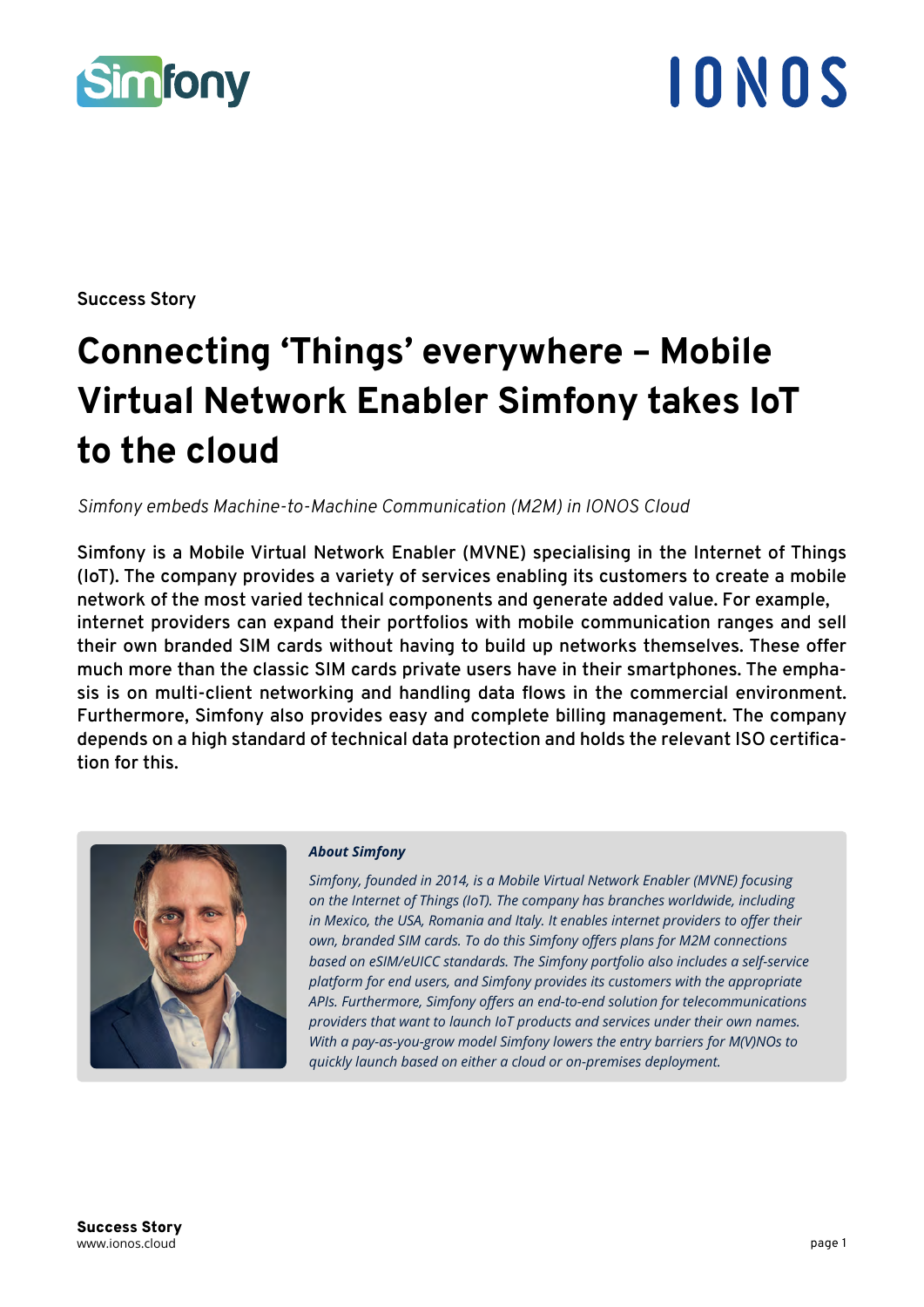Success Story

# Connecting 'Things' everywhere – Mobile Virtual Network Enabler Simfony takes IoT to the cloud

*Simfony embeds Machine-to-Machine Communication (M2M) in IONOS Cloud*

Simfony is a Mobile Virtual Network Enabler (MVNE) specialising in the Internet of Things (IoT). The company provides a variety of services enabling its customers to create a mobile network of the most varied technical components and generate added value. For example, internet providers can expand their portfolios with mobile communication ranges and sell their own branded SIM cards without having to build up networks themselves. These offer much more than the classic SIM cards private users have in their smartphones. The emphasis is on multi-client networking and handling data flows in the commercial environment. Furthermore, Simfony also provides easy and complete billing management. The company depends on a high standard of technical data protection and holds the relevant ISO certification for this.

***About Simfony***

*Simfony, founded in 2014, is a Mobile Virtual Network Enabler (MVNE) focusing on the Internet of Things (IoT). The company has branches worldwide, including in Mexico, the USA, Romania and Italy. It enables internet providers to offer their own, branded SIM cards. To do this Simfony offers plans for M2M connections based on eSIM/eUICC standards. The Simfony portfolio also includes a self-service platform for end users, and Simfony provides its customers with the appropriate APIs. Furthermore, Simfony offers an end-to-end solution for telecommunications providers that want to launch IoT products and services under their own names. With a pay-as-you-grow model Simfony lowers the entry barriers for M(V)NOs to quickly launch based on either a cloud or on-premises deployment.*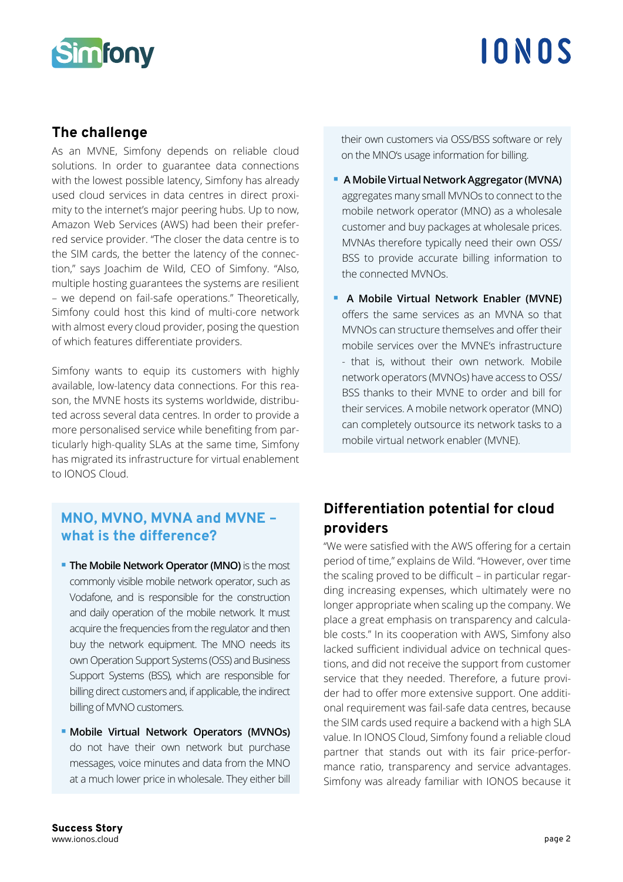## The challenge

As an MVNE, Simfony depends on reliable cloud solutions. In order to guarantee data connections with the lowest possible latency, Simfony has already used cloud services in data centres in direct proximity to the internet's major peering hubs. Up to now, Amazon Web Services (AWS) had been their preferred service provider. "The closer the data centre is to the SIM cards, the better the latency of the connection," says Joachim de Wild, CEO of Simfony. "Also, multiple hosting guarantees the systems are resilient – we depend on fail-safe operations." Theoretically, Simfony could host this kind of multi-core network with almost every cloud provider, posing the question of which features differentiate providers.

Simfony wants to equip its customers with highly available, low-latency data connections. For this reason, the MVNE hosts its systems worldwide, distributed across several data centres. In order to provide a more personalised service while benefiting from particularly high-quality SLAs at the same time, Simfony has migrated its infrastructure for virtual enablement to IONOS Cloud.

### MNO, MVNO, MVNA and MVNE – what is the difference?

- **The Mobile Network Operator (MNO)** is the most commonly visible mobile network operator, such as Vodafone, and is responsible for the construction and daily operation of the mobile network. It must acquire the frequencies from the regulator and then buy the network equipment. The MNO needs its own Operation Support Systems (OSS) and Business Support Systems (BSS), which are responsible for billing direct customers and, if applicable, the indirect billing of MVNO customers.
- **Mobile Virtual Network Operators (MVNOs)** do not have their own network but purchase messages, voice minutes and data from the MNO at a much lower price in wholesale. They either bill their own customers via OSS/BSS software or rely on the MNO's usage information for billing.
- **A Mobile Virtual Network Aggregator (MVNA)** aggregates many small MVNOs to connect to the mobile network operator (MNO) as a wholesale customer and buy packages at wholesale prices. MVNAs therefore typically need their own OSS/BSS to provide accurate billing information to the connected MVNOs.
- **A Mobile Virtual Network Enabler (MVNE)** offers the same services as an MVNA so that MVNOs can structure themselves and offer their mobile services over the MVNE's infrastructure - that is, without their own network. Mobile network operators (MVNOs) have access to OSS/BSS thanks to their MVNE to order and bill for their services. A mobile network operator (MNO) can completely outsource its network tasks to a mobile virtual network enabler (MVNE).

## Differentiation potential for cloud providers

"We were satisfied with the AWS offering for a certain period of time," explains de Wild. "However, over time the scaling proved to be difficult – in particular regarding increasing expenses, which ultimately were no longer appropriate when scaling up the company. We place a great emphasis on transparency and calculable costs." In its cooperation with AWS, Simfony also lacked sufficient individual advice on technical questions, and did not receive the support from customer service that they needed. Therefore, a future provider had to offer more extensive support. One additional requirement was fail-safe data centres, because the SIM cards used require a backend with a high SLA value. In IONOS Cloud, Simfony found a reliable cloud partner that stands out with its fair price-performance ratio, transparency and service advantages. Simfony was already familiar with IONOS because it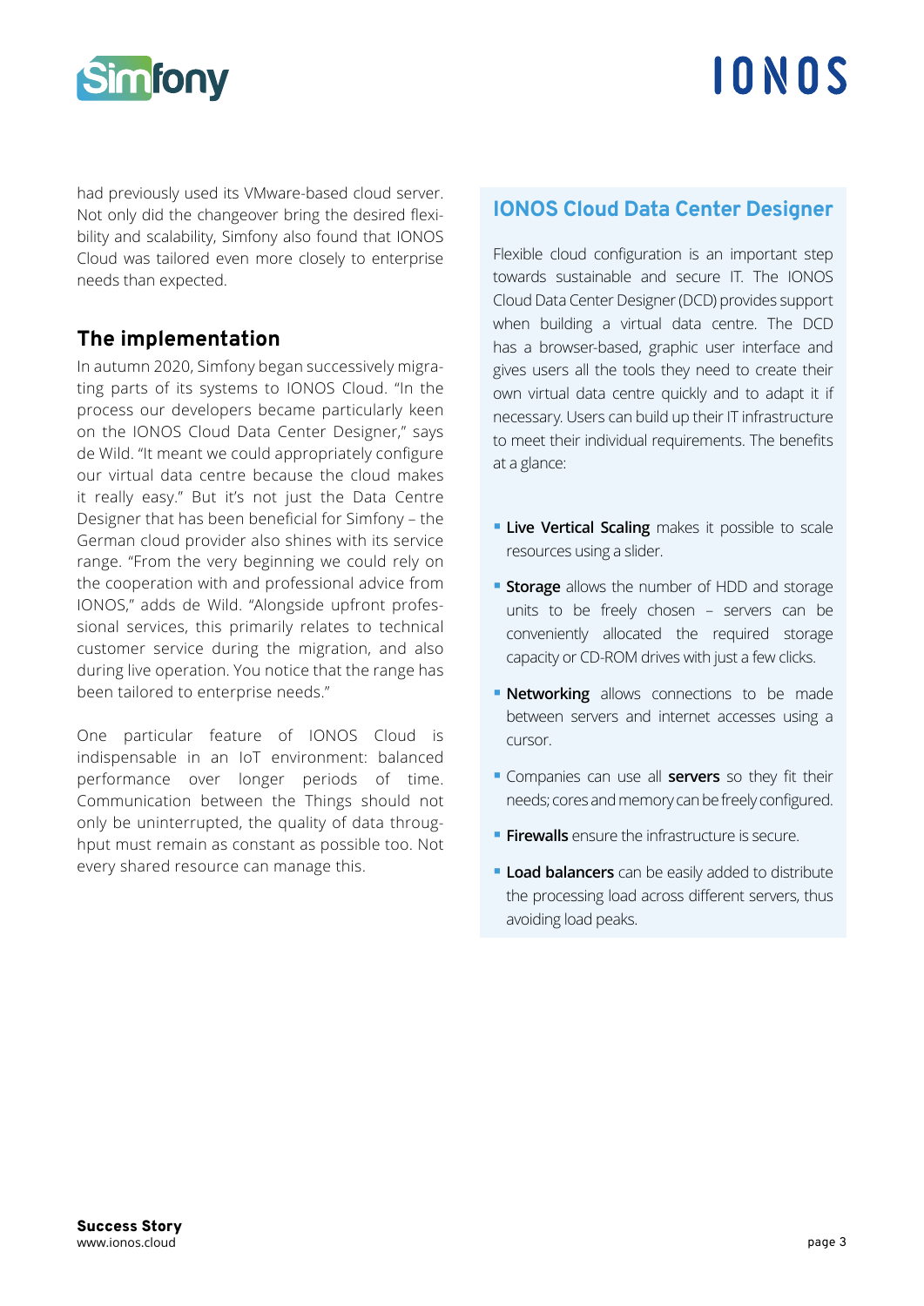had previously used its VMware-based cloud server. Not only did the changeover bring the desired flexibility and scalability, Simfony also found that IONOS Cloud was tailored even more closely to enterprise needs than expected.

## The implementation

In autumn 2020, Simfony began successively migrating parts of its systems to IONOS Cloud. "In the process our developers became particularly keen on the IONOS Cloud Data Center Designer," says de Wild. "It meant we could appropriately configure our virtual data centre because the cloud makes it really easy." But it's not just the Data Centre Designer that has been beneficial for Simfony – the German cloud provider also shines with its service range. "From the very beginning we could rely on the cooperation with and professional advice from IONOS," adds de Wild. "Alongside upfront professional services, this primarily relates to technical customer service during the migration, and also during live operation. You notice that the range has been tailored to enterprise needs."

One particular feature of IONOS Cloud is indispensable in an IoT environment: balanced performance over longer periods of time. Communication between the Things should not only be uninterrupted, the quality of data throughput must remain as constant as possible too. Not every shared resource can manage this.

### IONOS Cloud Data Center Designer

Flexible cloud configuration is an important step towards sustainable and secure IT. The IONOS Cloud Data Center Designer (DCD) provides support when building a virtual data centre. The DCD has a browser-based, graphic user interface and gives users all the tools they need to create their own virtual data centre quickly and to adapt it if necessary. Users can build up their IT infrastructure to meet their individual requirements. The benefits at a glance:

- **Live Vertical Scaling** makes it possible to scale resources using a slider.
- **Storage** allows the number of HDD and storage units to be freely chosen – servers can be conveniently allocated the required storage capacity or CD-ROM drives with just a few clicks.
- **Networking** allows connections to be made between servers and internet accesses using a cursor.
- Companies can use all **servers** so they fit their needs; cores and memory can be freely configured.
- **Firewalls** ensure the infrastructure is secure.
- **Load balancers** can be easily added to distribute the processing load across different servers, thus avoiding load peaks.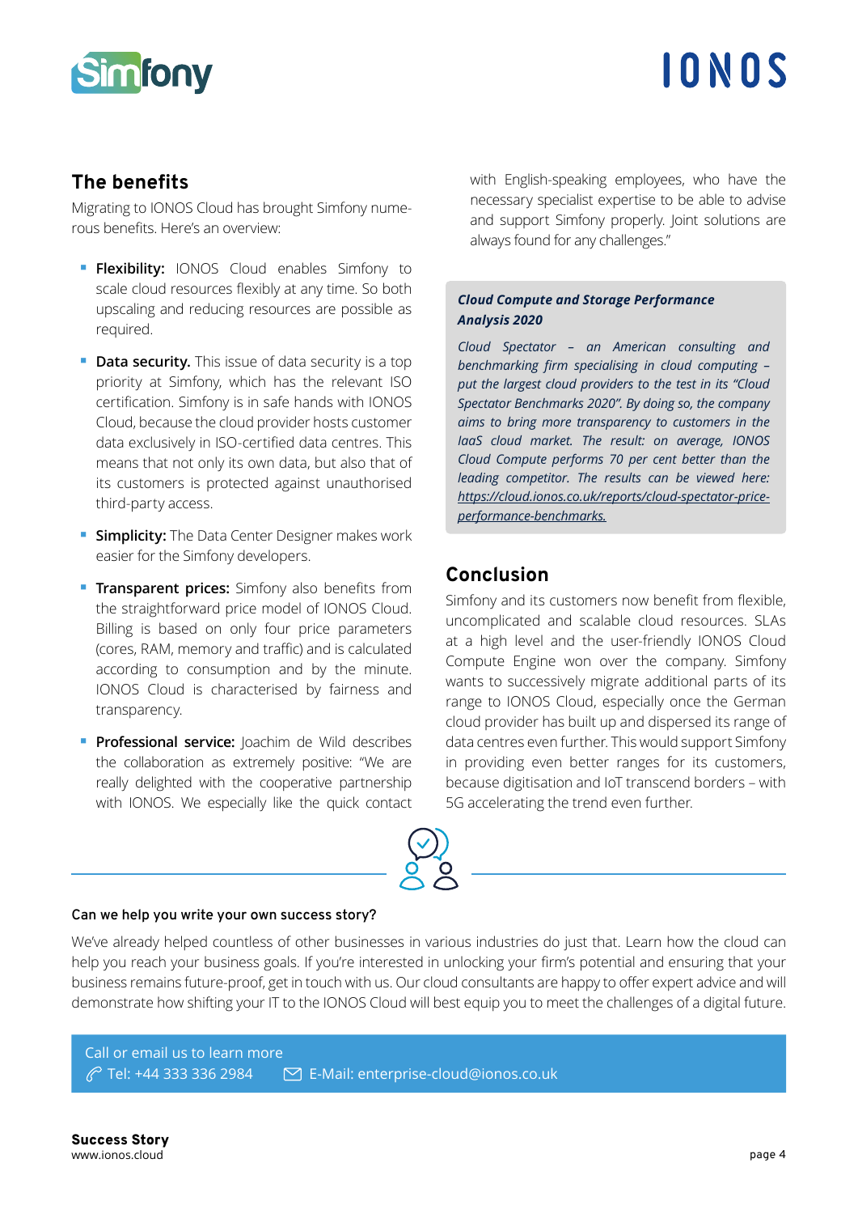## The benefits

Migrating to IONOS Cloud has brought Simfony numerous benefits. Here's an overview:

- **Flexibility:** IONOS Cloud enables Simfony to scale cloud resources flexibly at any time. So both upscaling and reducing resources are possible as required.
- **Data security.** This issue of data security is a top priority at Simfony, which has the relevant ISO certification. Simfony is in safe hands with IONOS Cloud, because the cloud provider hosts customer data exclusively in ISO-certified data centres. This means that not only its own data, but also that of its customers is protected against unauthorised third-party access.
- **Simplicity:** The Data Center Designer makes work easier for the Simfony developers.
- **Transparent prices:** Simfony also benefits from the straightforward price model of IONOS Cloud. Billing is based on only four price parameters (cores, RAM, memory and traffic) and is calculated according to consumption and by the minute. IONOS Cloud is characterised by fairness and transparency.
- **Professional service:** Joachim de Wild describes the collaboration as extremely positive: "We are really delighted with the cooperative partnership with IONOS. We especially like the quick contact with English-speaking employees, who have the necessary specialist expertise to be able to advise and support Simfony properly. Joint solutions are always found for any challenges."

***Cloud Compute and Storage Performance Analysis 2020***

*Cloud Spectator – an American consulting and benchmarking firm specialising in cloud computing – put the largest cloud providers to the test in its "Cloud Spectator Benchmarks 2020". By doing so, the company aims to bring more transparency to customers in the IaaS cloud market. The result: on average, IONOS Cloud Compute performs 70 per cent better than the leading competitor. The results can be viewed here: https://cloud.ionos.co.uk/reports/cloud-spectator-price-performance-benchmarks.*

## Conclusion

Simfony and its customers now benefit from flexible, uncomplicated and scalable cloud resources. SLAs at a high level and the user-friendly IONOS Cloud Compute Engine won over the company. Simfony wants to successively migrate additional parts of its range to IONOS Cloud, especially once the German cloud provider has built up and dispersed its range of data centres even further. This would support Simfony in providing even better ranges for its customers, because digitisation and IoT transcend borders – with 5G accelerating the trend even further.

**Can we help you write your own success story?**

We've already helped countless of other businesses in various industries do just that. Learn how the cloud can help you reach your business goals. If you're interested in unlocking your firm's potential and ensuring that your business remains future-proof, get in touch with us. Our cloud consultants are happy to offer expert advice and will demonstrate how shifting your IT to the IONOS Cloud will best equip you to meet the challenges of a digital future.

Call or email us to learn more
Tel: +44 333 336 2984    E-Mail: enterprise-cloud@ionos.co.uk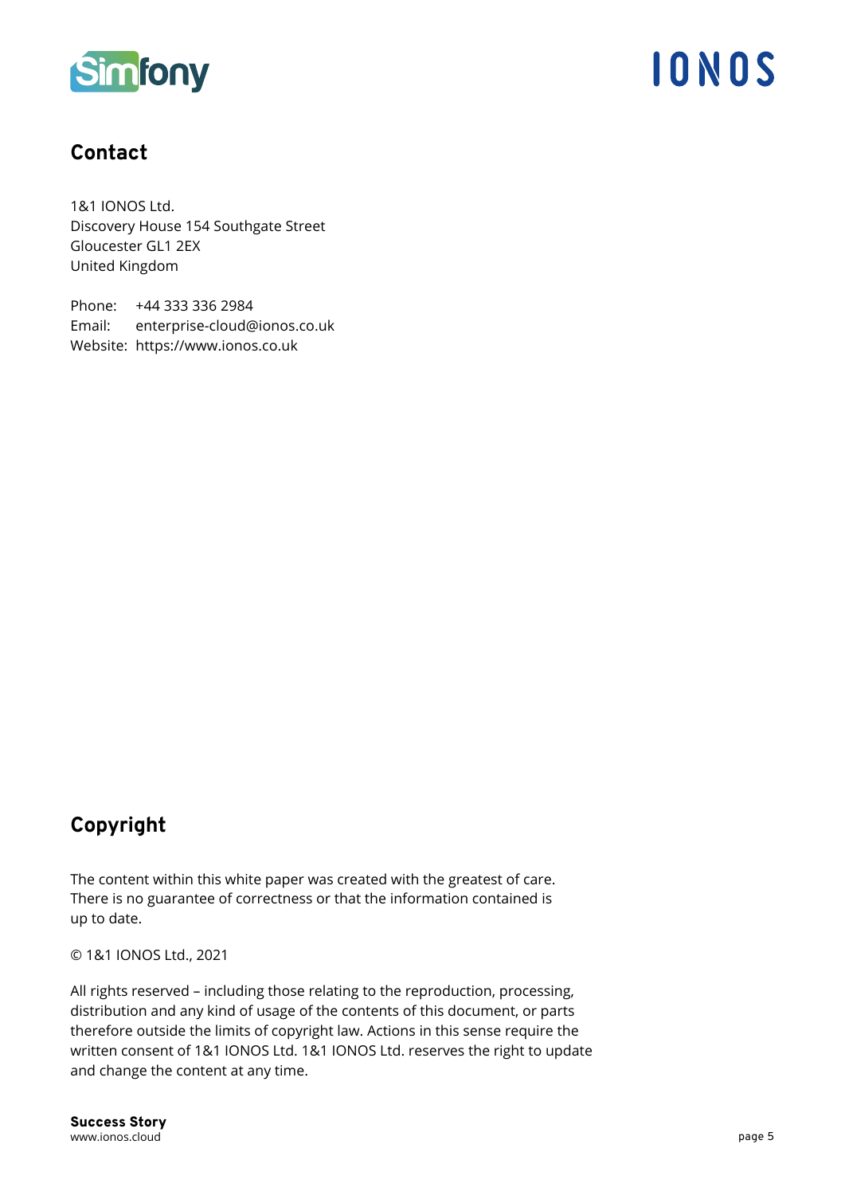## Contact

1&1 IONOS Ltd.
Discovery House 154 Southgate Street
Gloucester GL1 2EX
United Kingdom

Phone: +44 333 336 2984
Email: enterprise-cloud@ionos.co.uk
Website: https://www.ionos.co.uk

## Copyright

The content within this white paper was created with the greatest of care. There is no guarantee of correctness or that the information contained is up to date.

© 1&1 IONOS Ltd., 2021

All rights reserved – including those relating to the reproduction, processing, distribution and any kind of usage of the contents of this document, or parts therefore outside the limits of copyright law. Actions in this sense require the written consent of 1&1 IONOS Ltd. 1&1 IONOS Ltd. reserves the right to update and change the content at any time.